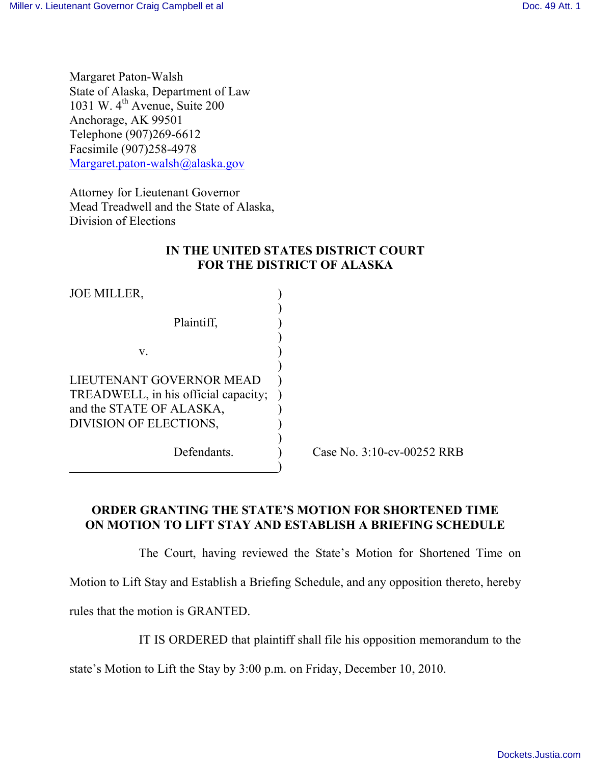Margaret Paton-Walsh
State of Alaska, Department of Law
1031 W. 4th Avenue, Suite 200
Anchorage, AK 99501
Telephone (907)269-6612
Facsimile (907)258-4978
Margaret.paton-walsh@alaska.gov

Attorney for Lieutenant Governor
Mead Treadwell and the State of Alaska,
Division of Elections

**IN THE UNITED STATES DISTRICT COURT**
**FOR THE DISTRICT OF ALASKA**

JOE MILLER,

Plaintiff,

v.

LIEUTENANT GOVERNOR MEAD TREADWELL, in his official capacity; and the STATE OF ALASKA, DIVISION OF ELECTIONS,

Defendants.

Case No. 3:10-cv-00252 RRB

**ORDER GRANTING THE STATE'S MOTION FOR SHORTENED TIME ON MOTION TO LIFT STAY AND ESTABLISH A BRIEFING SCHEDULE**

The Court, having reviewed the State's Motion for Shortened Time on Motion to Lift Stay and Establish a Briefing Schedule, and any opposition thereto, hereby rules that the motion is GRANTED.

IT IS ORDERED that plaintiff shall file his opposition memorandum to the state's Motion to Lift the Stay by 3:00 p.m. on Friday, December 10, 2010.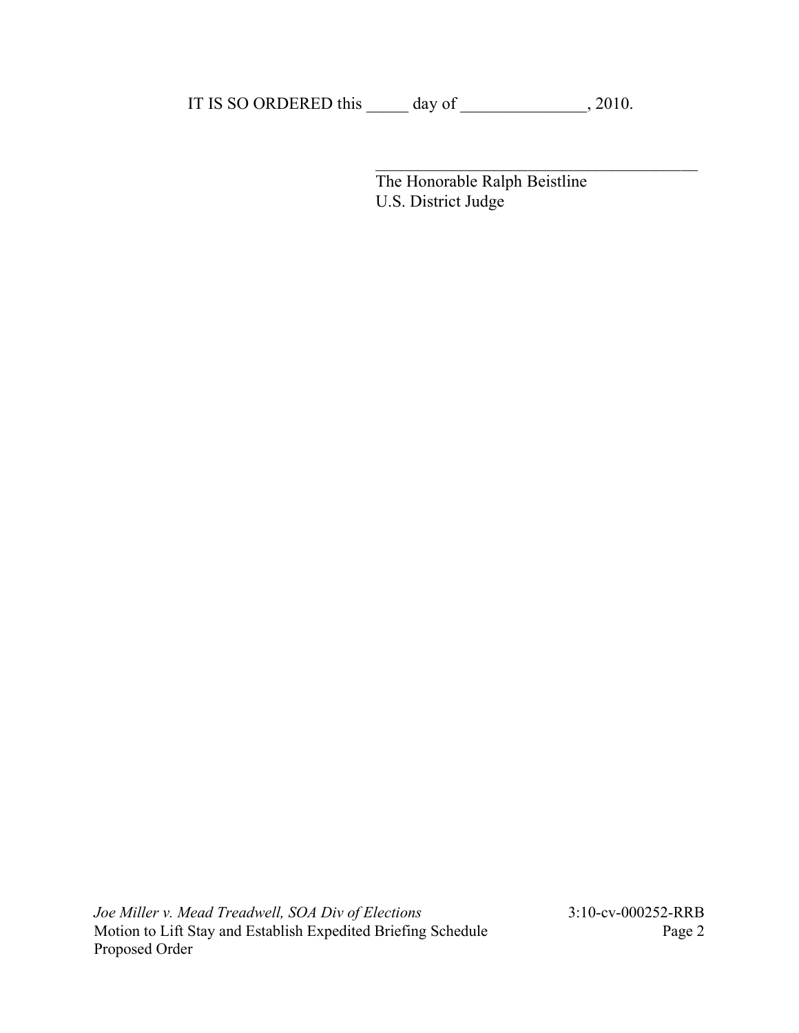IT IS SO ORDERED this _____ day of _______________, 2010.

\_\_\_\_\_\_\_\_\_\_\_\_\_\_\_\_\_\_\_\_\_\_\_\_\_\_\_\_\_\_\_\_\_\_\_\_\_\_\_\_

The Honorable Ralph Beistline
U.S. District Judge